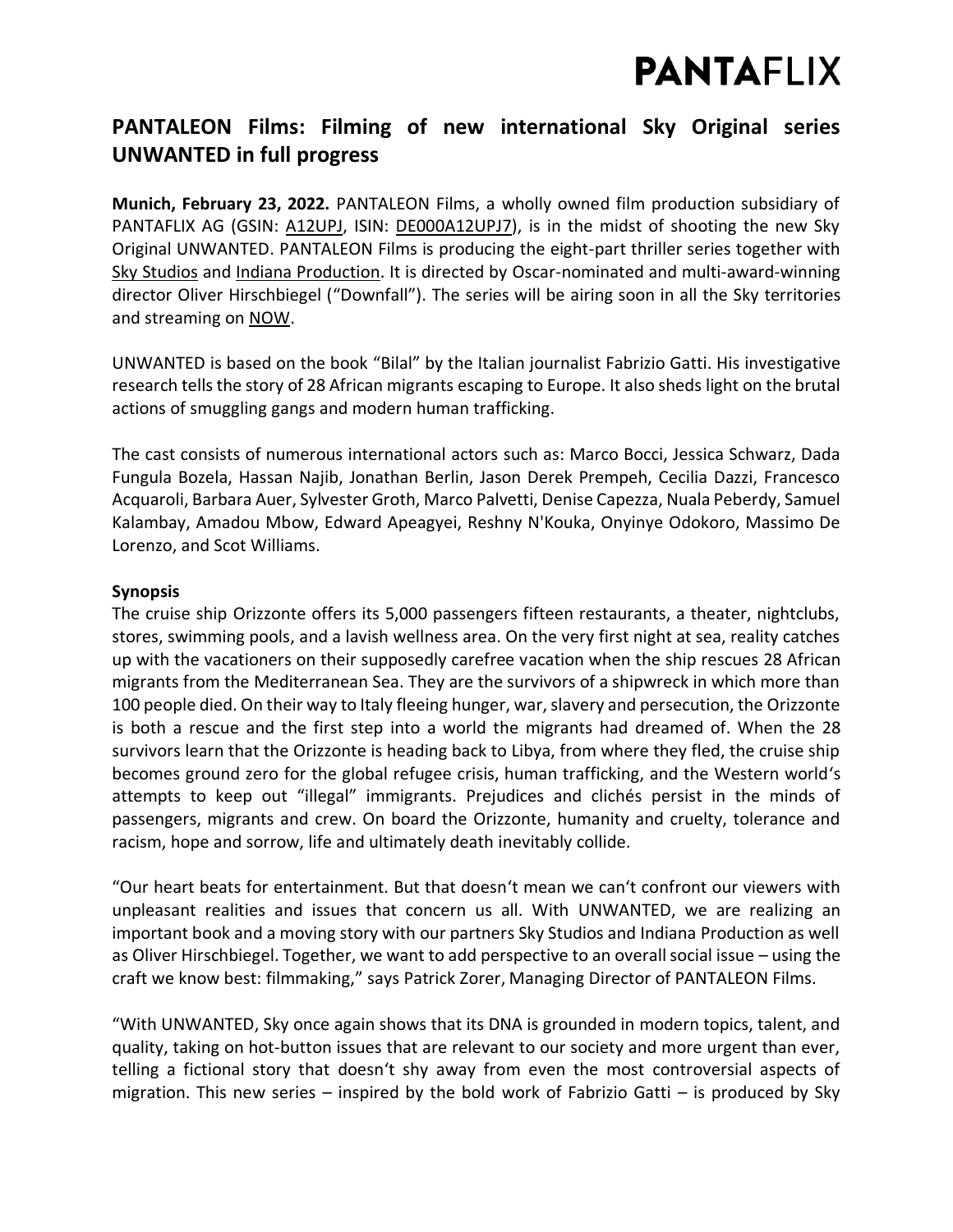# PANTAFLIX

## PANTALEON Films: Filming of new international Sky Original series UNWANTED in full progress

**Munich, February 23, 2022.** PANTALEON Films, a wholly owned film production subsidiary of PANTAFLIX AG (GSIN: A12UPJ, ISIN: DE000A12UPJ7), is in the midst of shooting the new Sky Original UNWANTED. PANTALEON Films is producing the eight-part thriller series together with Sky Studios and Indiana Production. It is directed by Oscar-nominated and multi-award-winning director Oliver Hirschbiegel ("Downfall"). The series will be airing soon in all the Sky territories and streaming on NOW.

UNWANTED is based on the book "Bilal" by the Italian journalist Fabrizio Gatti. His investigative research tells the story of 28 African migrants escaping to Europe. It also sheds light on the brutal actions of smuggling gangs and modern human trafficking.

The cast consists of numerous international actors such as: Marco Bocci, Jessica Schwarz, Dada Fungula Bozela, Hassan Najib, Jonathan Berlin, Jason Derek Prempeh, Cecilia Dazzi, Francesco Acquaroli, Barbara Auer, Sylvester Groth, Marco Palvetti, Denise Capezza, Nuala Peberdy, Samuel Kalambay, Amadou Mbow, Edward Apeagyei, Reshny N'Kouka, Onyinye Odokoro, Massimo De Lorenzo, and Scot Williams.

**Synopsis**

The cruise ship Orizzonte offers its 5,000 passengers fifteen restaurants, a theater, nightclubs, stores, swimming pools, and a lavish wellness area. On the very first night at sea, reality catches up with the vacationers on their supposedly carefree vacation when the ship rescues 28 African migrants from the Mediterranean Sea. They are the survivors of a shipwreck in which more than 100 people died. On their way to Italy fleeing hunger, war, slavery and persecution, the Orizzonte is both a rescue and the first step into a world the migrants had dreamed of. When the 28 survivors learn that the Orizzonte is heading back to Libya, from where they fled, the cruise ship becomes ground zero for the global refugee crisis, human trafficking, and the Western world's attempts to keep out "illegal" immigrants. Prejudices and clichés persist in the minds of passengers, migrants and crew. On board the Orizzonte, humanity and cruelty, tolerance and racism, hope and sorrow, life and ultimately death inevitably collide.

"Our heart beats for entertainment. But that doesn't mean we can't confront our viewers with unpleasant realities and issues that concern us all. With UNWANTED, we are realizing an important book and a moving story with our partners Sky Studios and Indiana Production as well as Oliver Hirschbiegel. Together, we want to add perspective to an overall social issue – using the craft we know best: filmmaking," says Patrick Zorer, Managing Director of PANTALEON Films.

"With UNWANTED, Sky once again shows that its DNA is grounded in modern topics, talent, and quality, taking on hot-button issues that are relevant to our society and more urgent than ever, telling a fictional story that doesn't shy away from even the most controversial aspects of migration. This new series – inspired by the bold work of Fabrizio Gatti – is produced by Sky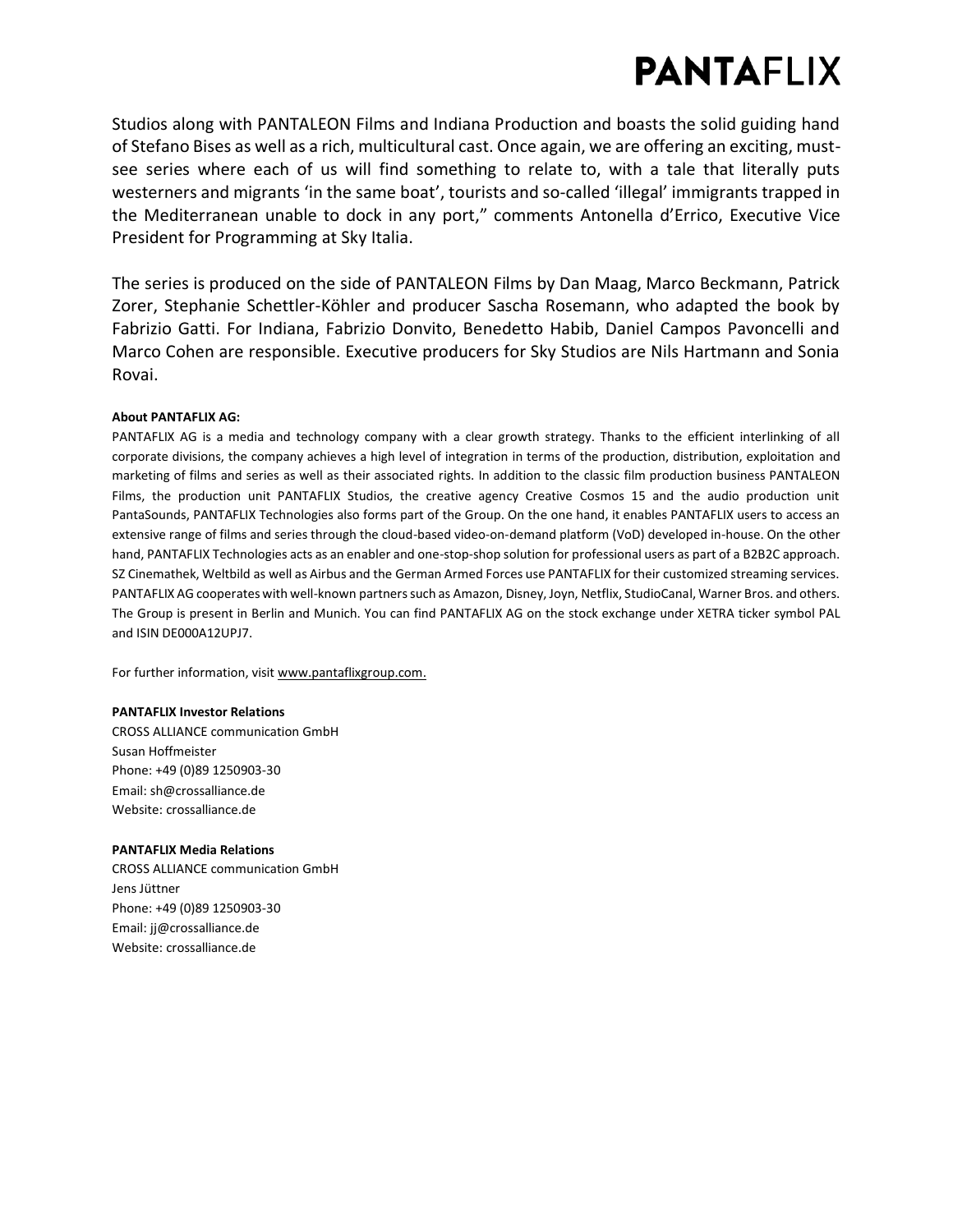Studios along with PANTALEON Films and Indiana Production and boasts the solid guiding hand of Stefano Bises as well as a rich, multicultural cast. Once again, we are offering an exciting, must-see series where each of us will find something to relate to, with a tale that literally puts westerners and migrants 'in the same boat', tourists and so-called 'illegal' immigrants trapped in the Mediterranean unable to dock in any port," comments Antonella d'Errico, Executive Vice President for Programming at Sky Italia.

The series is produced on the side of PANTALEON Films by Dan Maag, Marco Beckmann, Patrick Zorer, Stephanie Schettler-Köhler and producer Sascha Rosemann, who adapted the book by Fabrizio Gatti. For Indiana, Fabrizio Donvito, Benedetto Habib, Daniel Campos Pavoncelli and Marco Cohen are responsible. Executive producers for Sky Studios are Nils Hartmann and Sonia Rovai.

**About PANTAFLIX AG:**

PANTAFLIX AG is a media and technology company with a clear growth strategy. Thanks to the efficient interlinking of all corporate divisions, the company achieves a high level of integration in terms of the production, distribution, exploitation and marketing of films and series as well as their associated rights. In addition to the classic film production business PANTALEON Films, the production unit PANTAFLIX Studios, the creative agency Creative Cosmos 15 and the audio production unit PantaSounds, PANTAFLIX Technologies also forms part of the Group. On the one hand, it enables PANTAFLIX users to access an extensive range of films and series through the cloud-based video-on-demand platform (VoD) developed in-house. On the other hand, PANTAFLIX Technologies acts as an enabler and one-stop-shop solution for professional users as part of a B2B2C approach. SZ Cinemathek, Weltbild as well as Airbus and the German Armed Forces use PANTAFLIX for their customized streaming services. PANTAFLIX AG cooperates with well-known partners such as Amazon, Disney, Joyn, Netflix, StudioCanal, Warner Bros. and others. The Group is present in Berlin and Munich. You can find PANTAFLIX AG on the stock exchange under XETRA ticker symbol PAL and ISIN DE000A12UPJ7.

For further information, visit www.pantaflixgroup.com.

**PANTAFLIX Investor Relations**
CROSS ALLIANCE communication GmbH
Susan Hoffmeister
Phone: +49 (0)89 1250903-30
Email: sh@crossalliance.de
Website: crossalliance.de

**PANTAFLIX Media Relations**
CROSS ALLIANCE communication GmbH
Jens Jüttner
Phone: +49 (0)89 1250903-30
Email: jj@crossalliance.de
Website: crossalliance.de